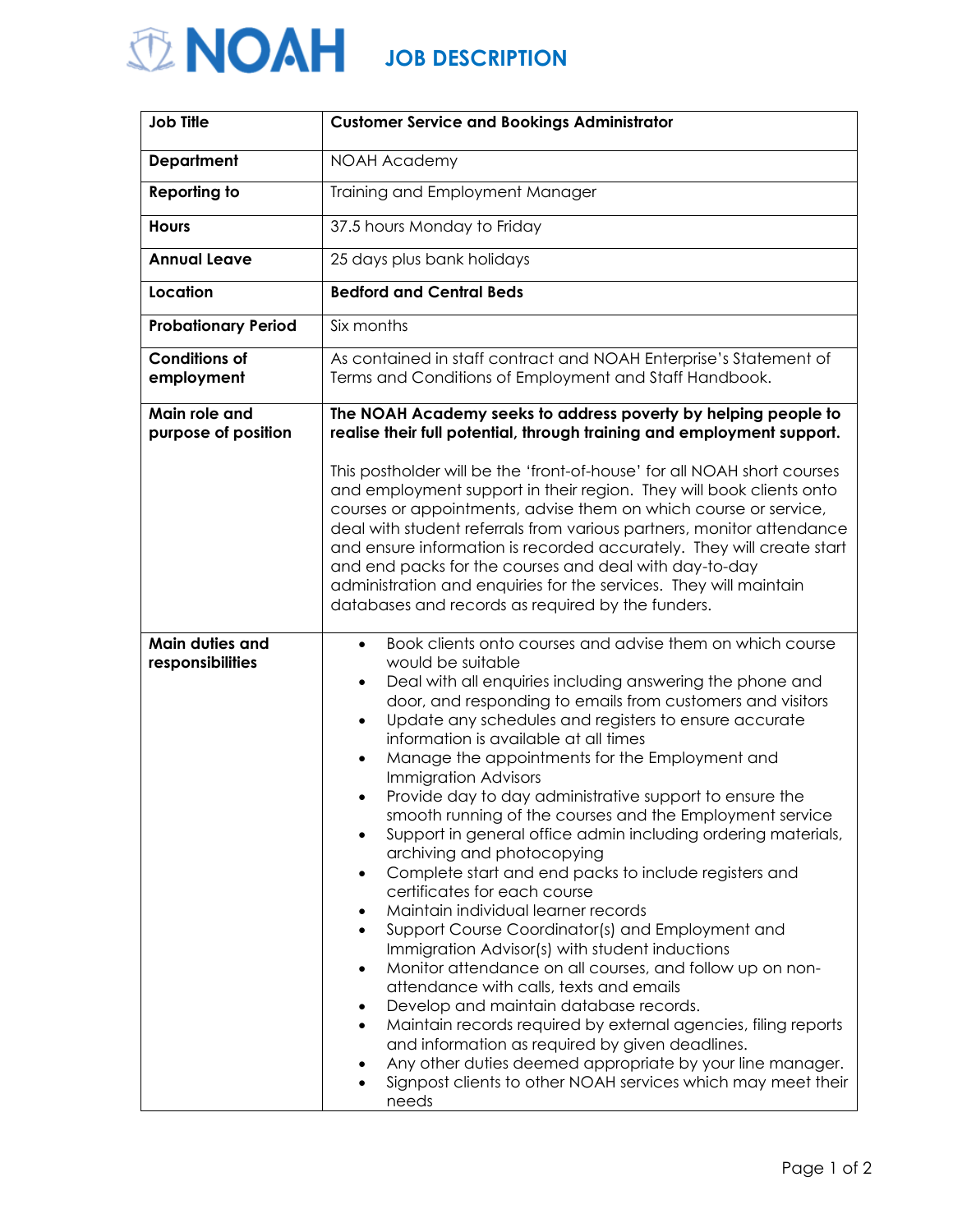# NOAH JOB DESCRIPTION

| | |
|---|---|
| **Job Title** | **Customer Service and Bookings Administrator** |
| **Department** | NOAH Academy |
| **Reporting to** | Training and Employment Manager |
| **Hours** | 37.5 hours Monday to Friday |
| **Annual Leave** | 25 days plus bank holidays |
| **Location** | **Bedford and Central Beds** |
| **Probationary Period** | Six months |
| **Conditions of employment** | As contained in staff contract and NOAH Enterprise's Statement of Terms and Conditions of Employment and Staff Handbook. |
| **Main role and purpose of position** | **The NOAH Academy seeks to address poverty by helping people to realise their full potential, through training and employment support.**<br><br>This postholder will be the 'front-of-house' for all NOAH short courses and employment support in their region. They will book clients onto courses or appointments, advise them on which course or service, deal with student referrals from various partners, monitor attendance and ensure information is recorded accurately. They will create start and end packs for the courses and deal with day-to-day administration and enquiries for the services. They will maintain databases and records as required by the funders. |
| **Main duties and responsibilities** | • Book clients onto courses and advise them on which course would be suitable<br>• Deal with all enquiries including answering the phone and door, and responding to emails from customers and visitors<br>• Update any schedules and registers to ensure accurate information is available at all times<br>• Manage the appointments for the Employment and Immigration Advisors<br>• Provide day to day administrative support to ensure the smooth running of the courses and the Employment service<br>• Support in general office admin including ordering materials, archiving and photocopying<br>• Complete start and end packs to include registers and certificates for each course<br>• Maintain individual learner records<br>• Support Course Coordinator(s) and Employment and Immigration Advisor(s) with student inductions<br>• Monitor attendance on all courses, and follow up on non-attendance with calls, texts and emails<br>• Develop and maintain database records.<br>• Maintain records required by external agencies, filing reports and information as required by given deadlines.<br>• Any other duties deemed appropriate by your line manager.<br>• Signpost clients to other NOAH services which may meet their needs |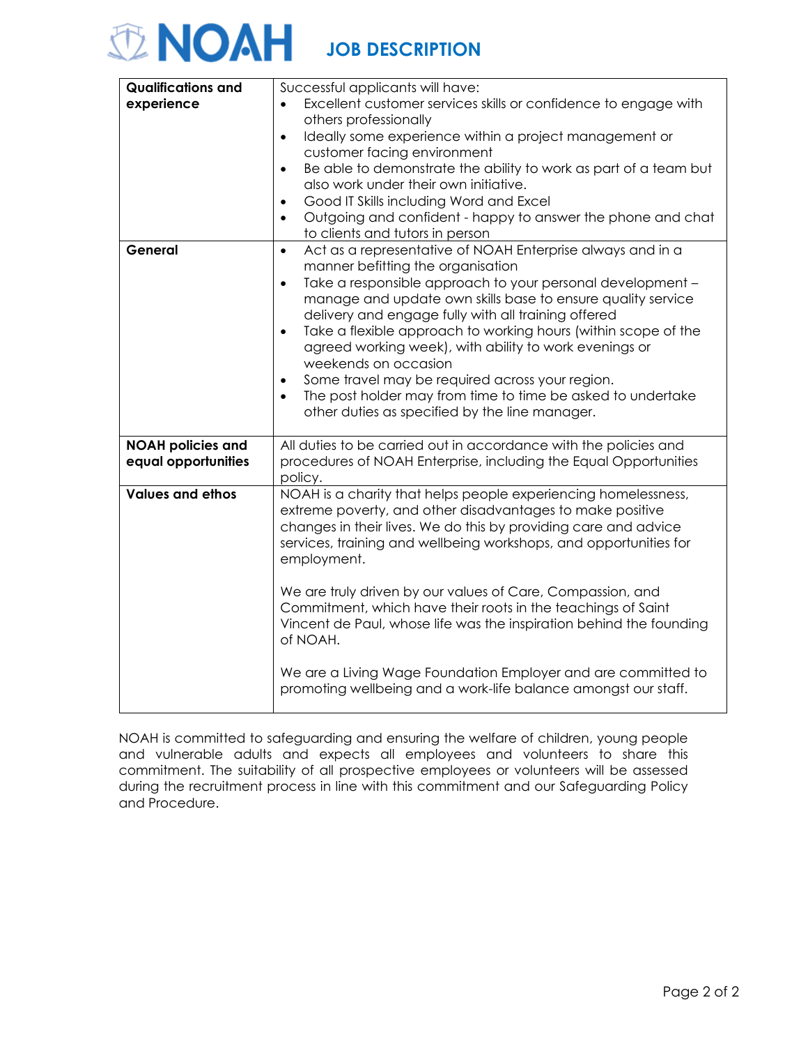# NOAH JOB DESCRIPTION

| | |
|---|---|
| **Qualifications and experience** | Successful applicants will have:<br>• Excellent customer services skills or confidence to engage with others professionally<br>• Ideally some experience within a project management or customer facing environment<br>• Be able to demonstrate the ability to work as part of a team but also work under their own initiative.<br>• Good IT Skills including Word and Excel<br>• Outgoing and confident - happy to answer the phone and chat to clients and tutors in person |
| **General** | • Act as a representative of NOAH Enterprise always and in a manner befitting the organisation<br>• Take a responsible approach to your personal development – manage and update own skills base to ensure quality service delivery and engage fully with all training offered<br>• Take a flexible approach to working hours (within scope of the agreed working week), with ability to work evenings or weekends on occasion<br>• Some travel may be required across your region.<br>• The post holder may from time to time be asked to undertake other duties as specified by the line manager. |
| **NOAH policies and equal opportunities** | All duties to be carried out in accordance with the policies and procedures of NOAH Enterprise, including the Equal Opportunities policy. |
| **Values and ethos** | NOAH is a charity that helps people experiencing homelessness, extreme poverty, and other disadvantages to make positive changes in their lives. We do this by providing care and advice services, training and wellbeing workshops, and opportunities for employment.<br><br>We are truly driven by our values of Care, Compassion, and Commitment, which have their roots in the teachings of Saint Vincent de Paul, whose life was the inspiration behind the founding of NOAH.<br><br>We are a Living Wage Foundation Employer and are committed to promoting wellbeing and a work-life balance amongst our staff. |

NOAH is committed to safeguarding and ensuring the welfare of children, young people and vulnerable adults and expects all employees and volunteers to share this commitment. The suitability of all prospective employees or volunteers will be assessed during the recruitment process in line with this commitment and our Safeguarding Policy and Procedure.